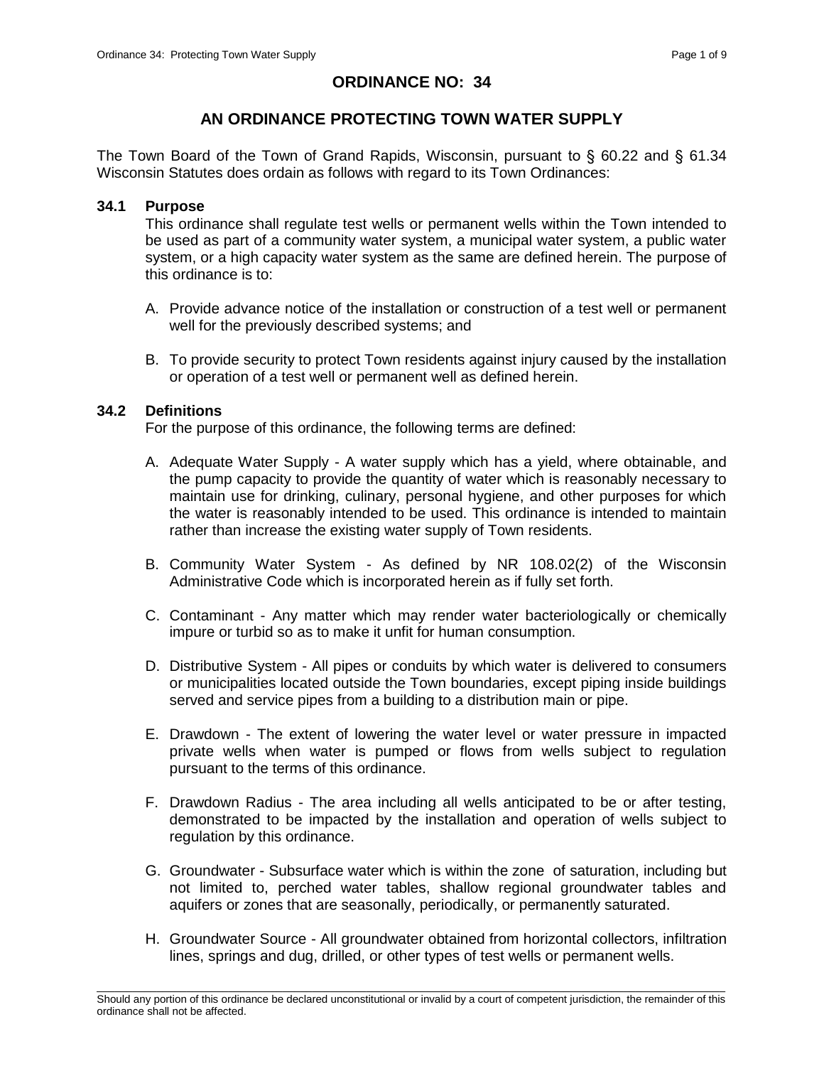# ORDINANCE NO: 34

## AN ORDINANCE PROTECTING TOWN WATER SUPPLY

The Town Board of the Town of Grand Rapids, Wisconsin, pursuant to § 60.22 and § 61.34 Wisconsin Statutes does ordain as follows with regard to its Town Ordinances:

### 34.1 Purpose

This ordinance shall regulate test wells or permanent wells within the Town intended to be used as part of a community water system, a municipal water system, a public water system, or a high capacity water system as the same are defined herein. The purpose of this ordinance is to:

A. Provide advance notice of the installation or construction of a test well or permanent well for the previously described systems; and

B. To provide security to protect Town residents against injury caused by the installation or operation of a test well or permanent well as defined herein.

### 34.2 Definitions

For the purpose of this ordinance, the following terms are defined:

A. Adequate Water Supply - A water supply which has a yield, where obtainable, and the pump capacity to provide the quantity of water which is reasonably necessary to maintain use for drinking, culinary, personal hygiene, and other purposes for which the water is reasonably intended to be used. This ordinance is intended to maintain rather than increase the existing water supply of Town residents.

B. Community Water System - As defined by NR 108.02(2) of the Wisconsin Administrative Code which is incorporated herein as if fully set forth.

C. Contaminant - Any matter which may render water bacteriologically or chemically impure or turbid so as to make it unfit for human consumption.

D. Distributive System - All pipes or conduits by which water is delivered to consumers or municipalities located outside the Town boundaries, except piping inside buildings served and service pipes from a building to a distribution main or pipe.

E. Drawdown - The extent of lowering the water level or water pressure in impacted private wells when water is pumped or flows from wells subject to regulation pursuant to the terms of this ordinance.

F. Drawdown Radius - The area including all wells anticipated to be or after testing, demonstrated to be impacted by the installation and operation of wells subject to regulation by this ordinance.

G. Groundwater - Subsurface water which is within the zone of saturation, including but not limited to, perched water tables, shallow regional groundwater tables and aquifers or zones that are seasonally, periodically, or permanently saturated.

H. Groundwater Source - All groundwater obtained from horizontal collectors, infiltration lines, springs and dug, drilled, or other types of test wells or permanent wells.

Should any portion of this ordinance be declared unconstitutional or invalid by a court of competent jurisdiction, the remainder of this ordinance shall not be affected.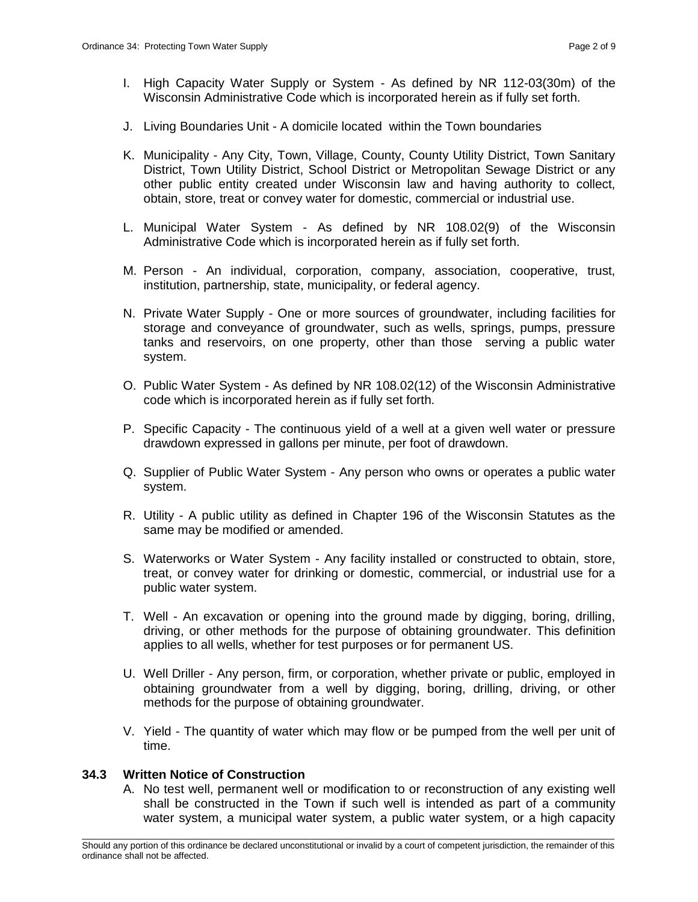I. High Capacity Water Supply or System - As defined by NR 112-03(30m) of the Wisconsin Administrative Code which is incorporated herein as if fully set forth.

J. Living Boundaries Unit - A domicile located within the Town boundaries

K. Municipality - Any City, Town, Village, County, County Utility District, Town Sanitary District, Town Utility District, School District or Metropolitan Sewage District or any other public entity created under Wisconsin law and having authority to collect, obtain, store, treat or convey water for domestic, commercial or industrial use.

L. Municipal Water System - As defined by NR 108.02(9) of the Wisconsin Administrative Code which is incorporated herein as if fully set forth.

M. Person - An individual, corporation, company, association, cooperative, trust, institution, partnership, state, municipality, or federal agency.

N. Private Water Supply - One or more sources of groundwater, including facilities for storage and conveyance of groundwater, such as wells, springs, pumps, pressure tanks and reservoirs, on one property, other than those serving a public water system.

O. Public Water System - As defined by NR 108.02(12) of the Wisconsin Administrative code which is incorporated herein as if fully set forth.

P. Specific Capacity - The continuous yield of a well at a given well water or pressure drawdown expressed in gallons per minute, per foot of drawdown.

Q. Supplier of Public Water System - Any person who owns or operates a public water system.

R. Utility - A public utility as defined in Chapter 196 of the Wisconsin Statutes as the same may be modified or amended.

S. Waterworks or Water System - Any facility installed or constructed to obtain, store, treat, or convey water for drinking or domestic, commercial, or industrial use for a public water system.

T. Well - An excavation or opening into the ground made by digging, boring, drilling, driving, or other methods for the purpose of obtaining groundwater. This definition applies to all wells, whether for test purposes or for permanent US.

U. Well Driller - Any person, firm, or corporation, whether private or public, employed in obtaining groundwater from a well by digging, boring, drilling, driving, or other methods for the purpose of obtaining groundwater.

V. Yield - The quantity of water which may flow or be pumped from the well per unit of time.

## 34.3 Written Notice of Construction

A. No test well, permanent well or modification to or reconstruction of any existing well shall be constructed in the Town if such well is intended as part of a community water system, a municipal water system, a public water system, or a high capacity

Should any portion of this ordinance be declared unconstitutional or invalid by a court of competent jurisdiction, the remainder of this ordinance shall not be affected.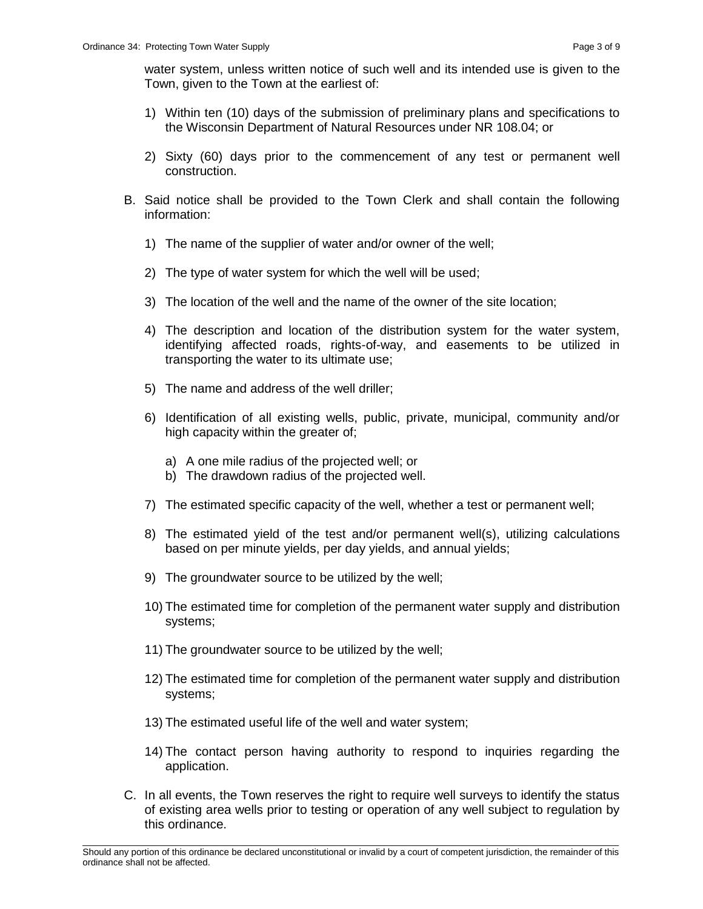water system, unless written notice of such well and its intended use is given to the Town, given to the Town at the earliest of:

1) Within ten (10) days of the submission of preliminary plans and specifications to the Wisconsin Department of Natural Resources under NR 108.04; or

2) Sixty (60) days prior to the commencement of any test or permanent well construction.

B. Said notice shall be provided to the Town Clerk and shall contain the following information:

1) The name of the supplier of water and/or owner of the well;

2) The type of water system for which the well will be used;

3) The location of the well and the name of the owner of the site location;

4) The description and location of the distribution system for the water system, identifying affected roads, rights-of-way, and easements to be utilized in transporting the water to its ultimate use;

5) The name and address of the well driller;

6) Identification of all existing wells, public, private, municipal, community and/or high capacity within the greater of;

   a) A one mile radius of the projected well; or
   b) The drawdown radius of the projected well.

7) The estimated specific capacity of the well, whether a test or permanent well;

8) The estimated yield of the test and/or permanent well(s), utilizing calculations based on per minute yields, per day yields, and annual yields;

9) The groundwater source to be utilized by the well;

10) The estimated time for completion of the permanent water supply and distribution systems;

11) The groundwater source to be utilized by the well;

12) The estimated time for completion of the permanent water supply and distribution systems;

13) The estimated useful life of the well and water system;

14) The contact person having authority to respond to inquiries regarding the application.

C. In all events, the Town reserves the right to require well surveys to identify the status of existing area wells prior to testing or operation of any well subject to regulation by this ordinance.

Should any portion of this ordinance be declared unconstitutional or invalid by a court of competent jurisdiction, the remainder of this ordinance shall not be affected.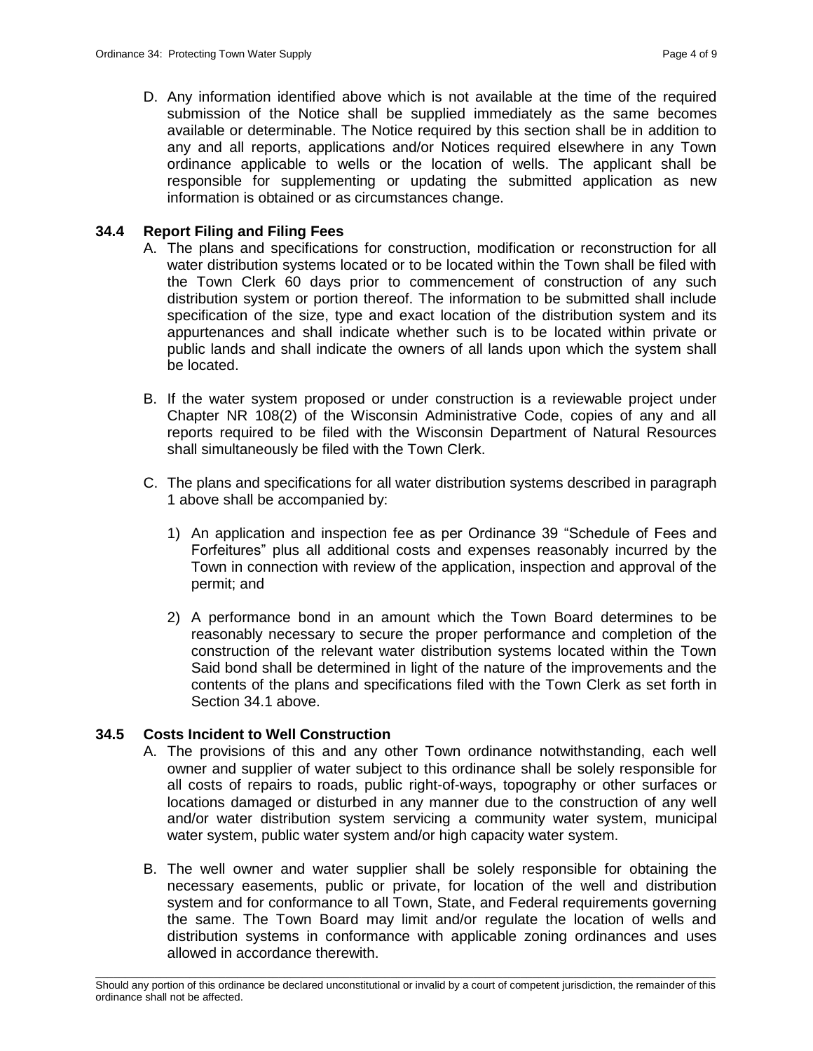D. Any information identified above which is not available at the time of the required submission of the Notice shall be supplied immediately as the same becomes available or determinable. The Notice required by this section shall be in addition to any and all reports, applications and/or Notices required elsewhere in any Town ordinance applicable to wells or the location of wells. The applicant shall be responsible for supplementing or updating the submitted application as new information is obtained or as circumstances change.

## 34.4 Report Filing and Filing Fees

A. The plans and specifications for construction, modification or reconstruction for all water distribution systems located or to be located within the Town shall be filed with the Town Clerk 60 days prior to commencement of construction of any such distribution system or portion thereof. The information to be submitted shall include specification of the size, type and exact location of the distribution system and its appurtenances and shall indicate whether such is to be located within private or public lands and shall indicate the owners of all lands upon which the system shall be located.

B. If the water system proposed or under construction is a reviewable project under Chapter NR 108(2) of the Wisconsin Administrative Code, copies of any and all reports required to be filed with the Wisconsin Department of Natural Resources shall simultaneously be filed with the Town Clerk.

C. The plans and specifications for all water distribution systems described in paragraph 1 above shall be accompanied by:

1) An application and inspection fee as per Ordinance 39 "Schedule of Fees and Forfeitures" plus all additional costs and expenses reasonably incurred by the Town in connection with review of the application, inspection and approval of the permit; and

2) A performance bond in an amount which the Town Board determines to be reasonably necessary to secure the proper performance and completion of the construction of the relevant water distribution systems located within the Town Said bond shall be determined in light of the nature of the improvements and the contents of the plans and specifications filed with the Town Clerk as set forth in Section 34.1 above.

## 34.5 Costs Incident to Well Construction

A. The provisions of this and any other Town ordinance notwithstanding, each well owner and supplier of water subject to this ordinance shall be solely responsible for all costs of repairs to roads, public right-of-ways, topography or other surfaces or locations damaged or disturbed in any manner due to the construction of any well and/or water distribution system servicing a community water system, municipal water system, public water system and/or high capacity water system.

B. The well owner and water supplier shall be solely responsible for obtaining the necessary easements, public or private, for location of the well and distribution system and for conformance to all Town, State, and Federal requirements governing the same. The Town Board may limit and/or regulate the location of wells and distribution systems in conformance with applicable zoning ordinances and uses allowed in accordance therewith.

Should any portion of this ordinance be declared unconstitutional or invalid by a court of competent jurisdiction, the remainder of this ordinance shall not be affected.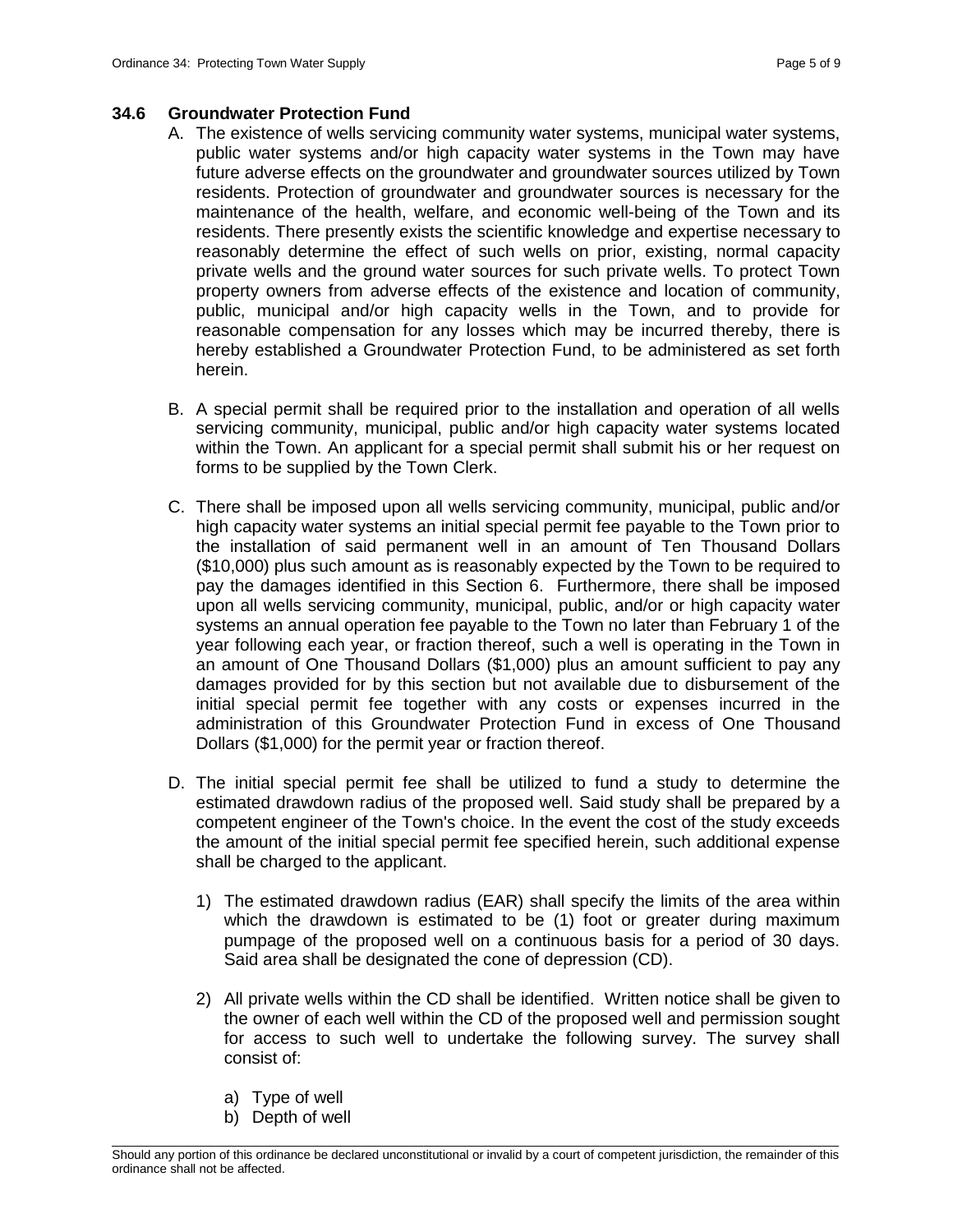## 34.6 Groundwater Protection Fund

A. The existence of wells servicing community water systems, municipal water systems, public water systems and/or high capacity water systems in the Town may have future adverse effects on the groundwater and groundwater sources utilized by Town residents. Protection of groundwater and groundwater sources is necessary for the maintenance of the health, welfare, and economic well-being of the Town and its residents. There presently exists the scientific knowledge and expertise necessary to reasonably determine the effect of such wells on prior, existing, normal capacity private wells and the ground water sources for such private wells. To protect Town property owners from adverse effects of the existence and location of community, public, municipal and/or high capacity wells in the Town, and to provide for reasonable compensation for any losses which may be incurred thereby, there is hereby established a Groundwater Protection Fund, to be administered as set forth herein.

B. A special permit shall be required prior to the installation and operation of all wells servicing community, municipal, public and/or high capacity water systems located within the Town. An applicant for a special permit shall submit his or her request on forms to be supplied by the Town Clerk.

C. There shall be imposed upon all wells servicing community, municipal, public and/or high capacity water systems an initial special permit fee payable to the Town prior to the installation of said permanent well in an amount of Ten Thousand Dollars ($10,000) plus such amount as is reasonably expected by the Town to be required to pay the damages identified in this Section 6. Furthermore, there shall be imposed upon all wells servicing community, municipal, public, and/or or high capacity water systems an annual operation fee payable to the Town no later than February 1 of the year following each year, or fraction thereof, such a well is operating in the Town in an amount of One Thousand Dollars ($1,000) plus an amount sufficient to pay any damages provided for by this section but not available due to disbursement of the initial special permit fee together with any costs or expenses incurred in the administration of this Groundwater Protection Fund in excess of One Thousand Dollars ($1,000) for the permit year or fraction thereof.

D. The initial special permit fee shall be utilized to fund a study to determine the estimated drawdown radius of the proposed well. Said study shall be prepared by a competent engineer of the Town's choice. In the event the cost of the study exceeds the amount of the initial special permit fee specified herein, such additional expense shall be charged to the applicant.

   1) The estimated drawdown radius (EAR) shall specify the limits of the area within which the drawdown is estimated to be (1) foot or greater during maximum pumpage of the proposed well on a continuous basis for a period of 30 days. Said area shall be designated the cone of depression (CD).

   2) All private wells within the CD shall be identified. Written notice shall be given to the owner of each well within the CD of the proposed well and permission sought for access to such well to undertake the following survey. The survey shall consist of:

      a) Type of well
      b) Depth of well

Should any portion of this ordinance be declared unconstitutional or invalid by a court of competent jurisdiction, the remainder of this ordinance shall not be affected.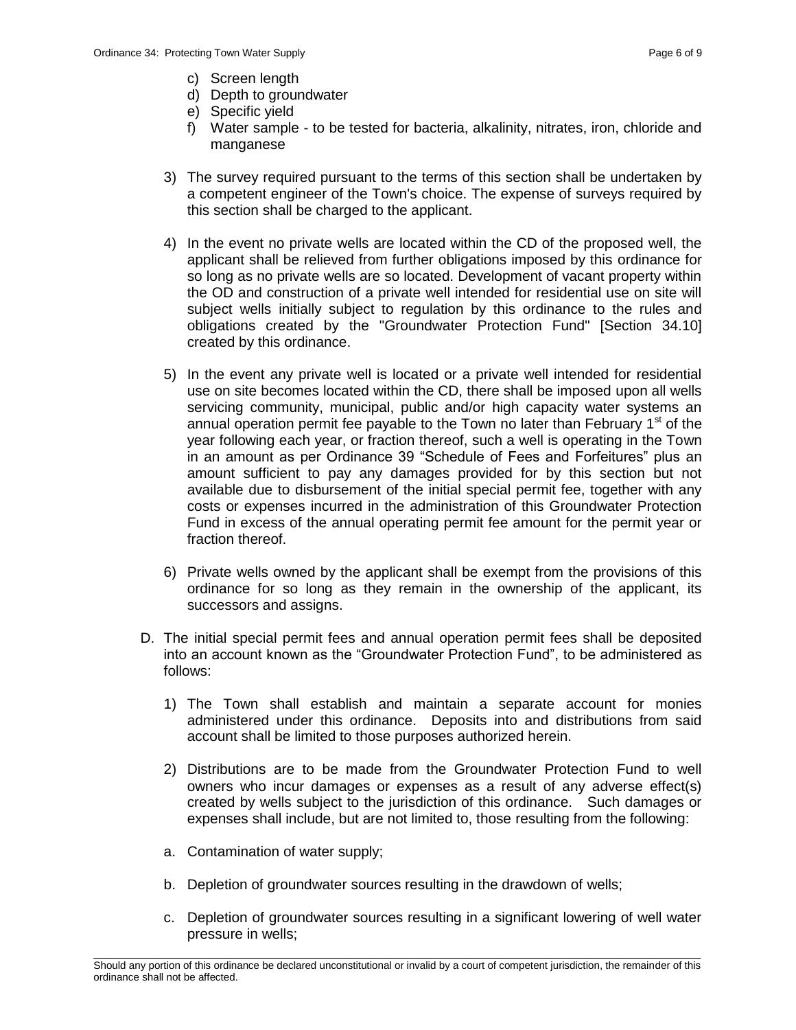c) Screen length
d) Depth to groundwater
e) Specific yield
f) Water sample - to be tested for bacteria, alkalinity, nitrates, iron, chloride and manganese

3) The survey required pursuant to the terms of this section shall be undertaken by a competent engineer of the Town's choice. The expense of surveys required by this section shall be charged to the applicant.

4) In the event no private wells are located within the CD of the proposed well, the applicant shall be relieved from further obligations imposed by this ordinance for so long as no private wells are so located. Development of vacant property within the OD and construction of a private well intended for residential use on site will subject wells initially subject to regulation by this ordinance to the rules and obligations created by the "Groundwater Protection Fund" [Section 34.10] created by this ordinance.

5) In the event any private well is located or a private well intended for residential use on site becomes located within the CD, there shall be imposed upon all wells servicing community, municipal, public and/or high capacity water systems an annual operation permit fee payable to the Town no later than February 1st of the year following each year, or fraction thereof, such a well is operating in the Town in an amount as per Ordinance 39 "Schedule of Fees and Forfeitures" plus an amount sufficient to pay any damages provided for by this section but not available due to disbursement of the initial special permit fee, together with any costs or expenses incurred in the administration of this Groundwater Protection Fund in excess of the annual operating permit fee amount for the permit year or fraction thereof.

6) Private wells owned by the applicant shall be exempt from the provisions of this ordinance for so long as they remain in the ownership of the applicant, its successors and assigns.

D. The initial special permit fees and annual operation permit fees shall be deposited into an account known as the "Groundwater Protection Fund", to be administered as follows:

1) The Town shall establish and maintain a separate account for monies administered under this ordinance. Deposits into and distributions from said account shall be limited to those purposes authorized herein.

2) Distributions are to be made from the Groundwater Protection Fund to well owners who incur damages or expenses as a result of any adverse effect(s) created by wells subject to the jurisdiction of this ordinance. Such damages or expenses shall include, but are not limited to, those resulting from the following:

a. Contamination of water supply;

b. Depletion of groundwater sources resulting in the drawdown of wells;

c. Depletion of groundwater sources resulting in a significant lowering of well water pressure in wells;

Should any portion of this ordinance be declared unconstitutional or invalid by a court of competent jurisdiction, the remainder of this ordinance shall not be affected.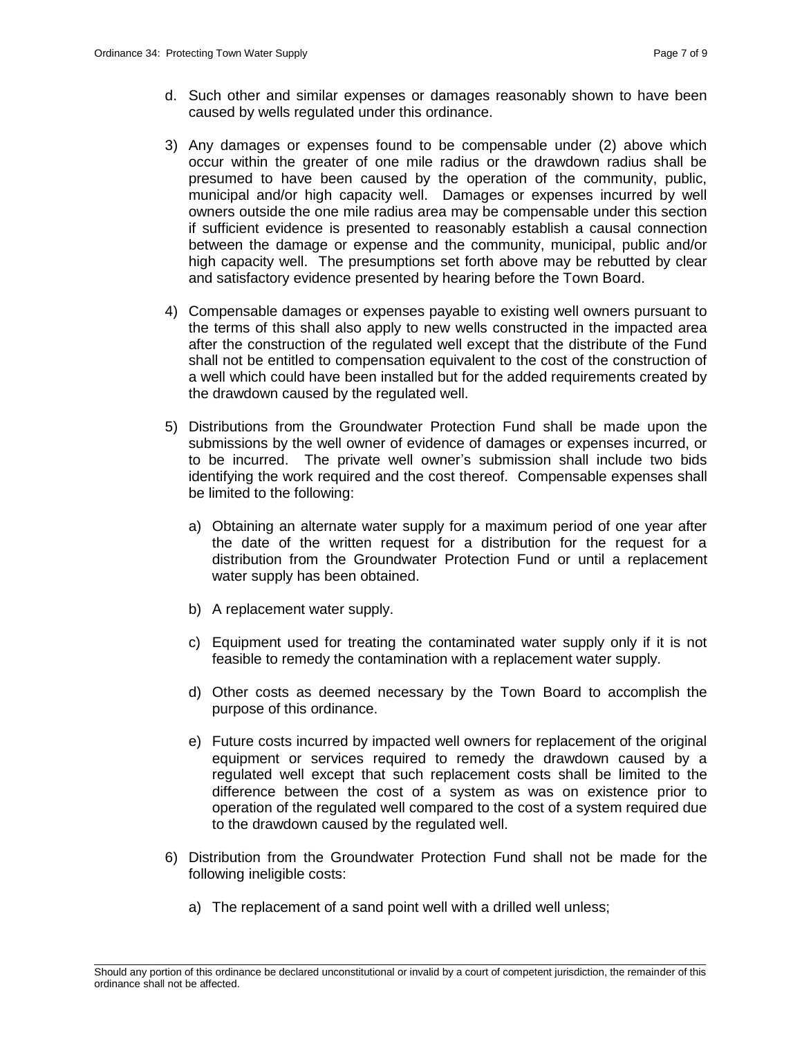d. Such other and similar expenses or damages reasonably shown to have been caused by wells regulated under this ordinance.

3) Any damages or expenses found to be compensable under (2) above which occur within the greater of one mile radius or the drawdown radius shall be presumed to have been caused by the operation of the community, public, municipal and/or high capacity well. Damages or expenses incurred by well owners outside the one mile radius area may be compensable under this section if sufficient evidence is presented to reasonably establish a causal connection between the damage or expense and the community, municipal, public and/or high capacity well. The presumptions set forth above may be rebutted by clear and satisfactory evidence presented by hearing before the Town Board.

4) Compensable damages or expenses payable to existing well owners pursuant to the terms of this shall also apply to new wells constructed in the impacted area after the construction of the regulated well except that the distribute of the Fund shall not be entitled to compensation equivalent to the cost of the construction of a well which could have been installed but for the added requirements created by the drawdown caused by the regulated well.

5) Distributions from the Groundwater Protection Fund shall be made upon the submissions by the well owner of evidence of damages or expenses incurred, or to be incurred. The private well owner's submission shall include two bids identifying the work required and the cost thereof. Compensable expenses shall be limited to the following:

   a) Obtaining an alternate water supply for a maximum period of one year after the date of the written request for a distribution for the request for a distribution from the Groundwater Protection Fund or until a replacement water supply has been obtained.

   b) A replacement water supply.

   c) Equipment used for treating the contaminated water supply only if it is not feasible to remedy the contamination with a replacement water supply.

   d) Other costs as deemed necessary by the Town Board to accomplish the purpose of this ordinance.

   e) Future costs incurred by impacted well owners for replacement of the original equipment or services required to remedy the drawdown caused by a regulated well except that such replacement costs shall be limited to the difference between the cost of a system as was on existence prior to operation of the regulated well compared to the cost of a system required due to the drawdown caused by the regulated well.

6) Distribution from the Groundwater Protection Fund shall not be made for the following ineligible costs:

   a) The replacement of a sand point well with a drilled well unless;

Should any portion of this ordinance be declared unconstitutional or invalid by a court of competent jurisdiction, the remainder of this ordinance shall not be affected.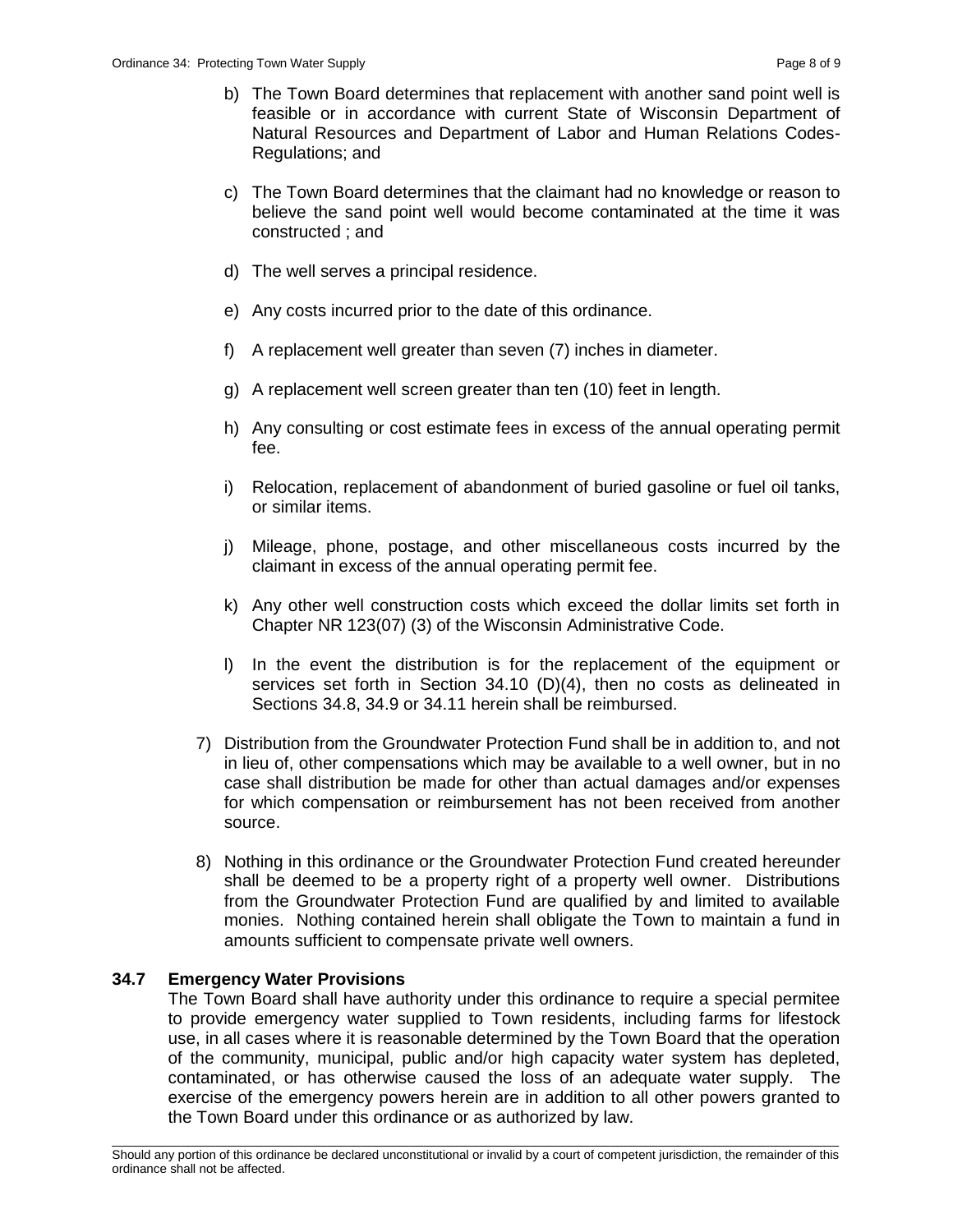b) The Town Board determines that replacement with another sand point well is feasible or in accordance with current State of Wisconsin Department of Natural Resources and Department of Labor and Human Relations Codes-Regulations; and

c) The Town Board determines that the claimant had no knowledge or reason to believe the sand point well would become contaminated at the time it was constructed ; and

d) The well serves a principal residence.

e) Any costs incurred prior to the date of this ordinance.

f) A replacement well greater than seven (7) inches in diameter.

g) A replacement well screen greater than ten (10) feet in length.

h) Any consulting or cost estimate fees in excess of the annual operating permit fee.

i) Relocation, replacement of abandonment of buried gasoline or fuel oil tanks, or similar items.

j) Mileage, phone, postage, and other miscellaneous costs incurred by the claimant in excess of the annual operating permit fee.

k) Any other well construction costs which exceed the dollar limits set forth in Chapter NR 123(07) (3) of the Wisconsin Administrative Code.

l) In the event the distribution is for the replacement of the equipment or services set forth in Section 34.10 (D)(4), then no costs as delineated in Sections 34.8, 34.9 or 34.11 herein shall be reimbursed.

7) Distribution from the Groundwater Protection Fund shall be in addition to, and not in lieu of, other compensations which may be available to a well owner, but in no case shall distribution be made for other than actual damages and/or expenses for which compensation or reimbursement has not been received from another source.

8) Nothing in this ordinance or the Groundwater Protection Fund created hereunder shall be deemed to be a property right of a property well owner. Distributions from the Groundwater Protection Fund are qualified by and limited to available monies. Nothing contained herein shall obligate the Town to maintain a fund in amounts sufficient to compensate private well owners.

### 34.7 Emergency Water Provisions

The Town Board shall have authority under this ordinance to require a special permitee to provide emergency water supplied to Town residents, including farms for lifestock use, in all cases where it is reasonable determined by the Town Board that the operation of the community, municipal, public and/or high capacity water system has depleted, contaminated, or has otherwise caused the loss of an adequate water supply. The exercise of the emergency powers herein are in addition to all other powers granted to the Town Board under this ordinance or as authorized by law.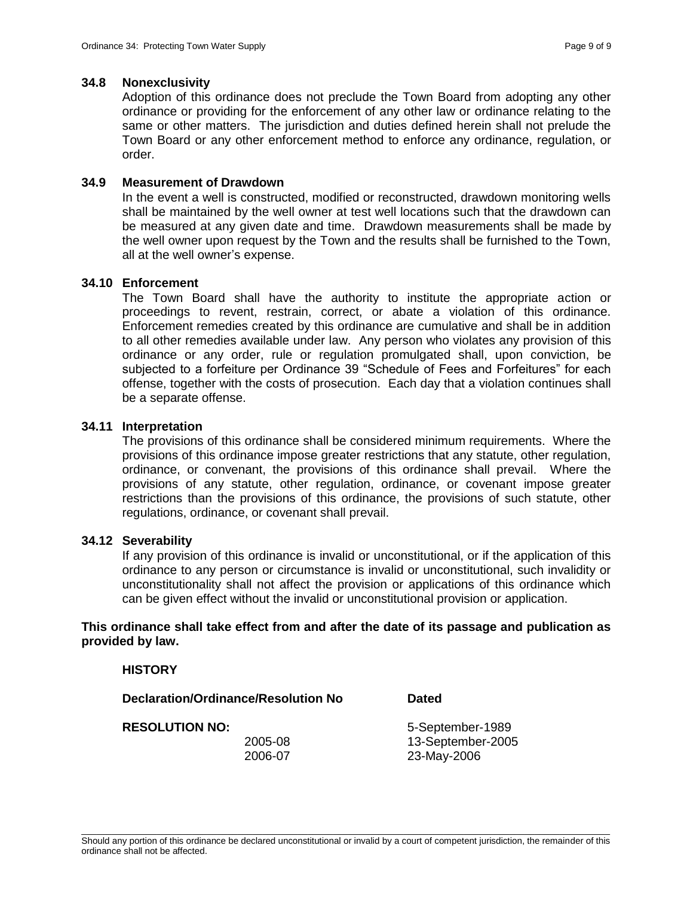### 34.8 Nonexclusivity

Adoption of this ordinance does not preclude the Town Board from adopting any other ordinance or providing for the enforcement of any other law or ordinance relating to the same or other matters. The jurisdiction and duties defined herein shall not prelude the Town Board or any other enforcement method to enforce any ordinance, regulation, or order.

### 34.9 Measurement of Drawdown

In the event a well is constructed, modified or reconstructed, drawdown monitoring wells shall be maintained by the well owner at test well locations such that the drawdown can be measured at any given date and time. Drawdown measurements shall be made by the well owner upon request by the Town and the results shall be furnished to the Town, all at the well owner's expense.

### 34.10 Enforcement

The Town Board shall have the authority to institute the appropriate action or proceedings to revent, restrain, correct, or abate a violation of this ordinance. Enforcement remedies created by this ordinance are cumulative and shall be in addition to all other remedies available under law. Any person who violates any provision of this ordinance or any order, rule or regulation promulgated shall, upon conviction, be subjected to a forfeiture per Ordinance 39 "Schedule of Fees and Forfeitures" for each offense, together with the costs of prosecution. Each day that a violation continues shall be a separate offense.

### 34.11 Interpretation

The provisions of this ordinance shall be considered minimum requirements. Where the provisions of this ordinance impose greater restrictions that any statute, other regulation, ordinance, or convenant, the provisions of this ordinance shall prevail. Where the provisions of any statute, other regulation, ordinance, or covenant impose greater restrictions than the provisions of this ordinance, the provisions of such statute, other regulations, ordinance, or covenant shall prevail.

### 34.12 Severability

If any provision of this ordinance is invalid or unconstitutional, or if the application of this ordinance to any person or circumstance is invalid or unconstitutional, such invalidity or unconstitutionality shall not affect the provision or applications of this ordinance which can be given effect without the invalid or unconstitutional provision or application.

**This ordinance shall take effect from and after the date of its passage and publication as provided by law.**

**HISTORY**

| **Declaration/Ordinance/Resolution No** | | **Dated** |
|---|---|---|
| **RESOLUTION NO:** | | 5-September-1989 |
| | 2005-08 | 13-September-2005 |
| | 2006-07 | 23-May-2006 |

Should any portion of this ordinance be declared unconstitutional or invalid by a court of competent jurisdiction, the remainder of this ordinance shall not be affected.